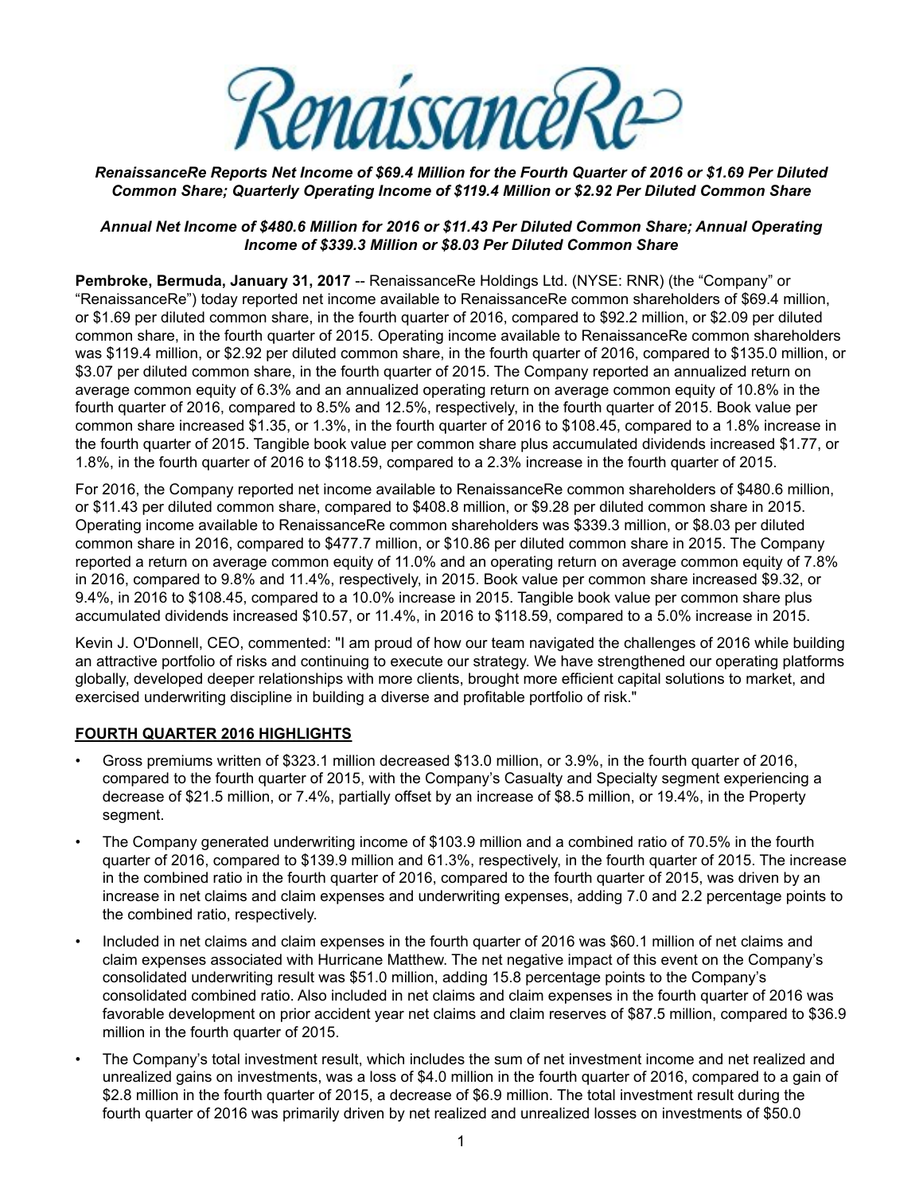*RenaissanceRe Reports Net Income of $69.4 Million for the Fourth Quarter of 2016 or $1.69 Per Diluted Common Share; Quarterly Operating Income of $119.4 Million or $2.92 Per Diluted Common Share*

*Annual Net Income of $480.6 Million for 2016 or $11.43 Per Diluted Common Share; Annual Operating Income of $339.3 Million or $8.03 Per Diluted Common Share*

**Pembroke, Bermuda, January 31, 2017** -- RenaissanceRe Holdings Ltd. (NYSE: RNR) (the "Company" or "RenaissanceRe") today reported net income available to RenaissanceRe common shareholders of $69.4 million, or $1.69 per diluted common share, in the fourth quarter of 2016, compared to $92.2 million, or $2.09 per diluted common share, in the fourth quarter of 2015. Operating income available to RenaissanceRe common shareholders was $119.4 million, or $2.92 per diluted common share, in the fourth quarter of 2016, compared to $135.0 million, or $3.07 per diluted common share, in the fourth quarter of 2015. The Company reported an annualized return on average common equity of 6.3% and an annualized operating return on average common equity of 10.8% in the fourth quarter of 2016, compared to 8.5% and 12.5%, respectively, in the fourth quarter of 2015. Book value per common share increased $1.35, or 1.3%, in the fourth quarter of 2016 to $108.45, compared to a 1.8% increase in the fourth quarter of 2015. Tangible book value per common share plus accumulated dividends increased $1.77, or 1.8%, in the fourth quarter of 2016 to $118.59, compared to a 2.3% increase in the fourth quarter of 2015.

For 2016, the Company reported net income available to RenaissanceRe common shareholders of $480.6 million, or $11.43 per diluted common share, compared to $408.8 million, or $9.28 per diluted common share in 2015. Operating income available to RenaissanceRe common shareholders was $339.3 million, or $8.03 per diluted common share in 2016, compared to $477.7 million, or $10.86 per diluted common share in 2015. The Company reported a return on average common equity of 11.0% and an operating return on average common equity of 7.8% in 2016, compared to 9.8% and 11.4%, respectively, in 2015. Book value per common share increased $9.32, or 9.4%, in 2016 to $108.45, compared to a 10.0% increase in 2015. Tangible book value per common share plus accumulated dividends increased $10.57, or 11.4%, in 2016 to $118.59, compared to a 5.0% increase in 2015.

Kevin J. O'Donnell, CEO, commented: "I am proud of how our team navigated the challenges of 2016 while building an attractive portfolio of risks and continuing to execute our strategy. We have strengthened our operating platforms globally, developed deeper relationships with more clients, brought more efficient capital solutions to market, and exercised underwriting discipline in building a diverse and profitable portfolio of risk."

## FOURTH QUARTER 2016 HIGHLIGHTS

- Gross premiums written of $323.1 million decreased $13.0 million, or 3.9%, in the fourth quarter of 2016, compared to the fourth quarter of 2015, with the Company's Casualty and Specialty segment experiencing a decrease of $21.5 million, or 7.4%, partially offset by an increase of $8.5 million, or 19.4%, in the Property segment.
- The Company generated underwriting income of $103.9 million and a combined ratio of 70.5% in the fourth quarter of 2016, compared to $139.9 million and 61.3%, respectively, in the fourth quarter of 2015. The increase in the combined ratio in the fourth quarter of 2016, compared to the fourth quarter of 2015, was driven by an increase in net claims and claim expenses and underwriting expenses, adding 7.0 and 2.2 percentage points to the combined ratio, respectively.
- Included in net claims and claim expenses in the fourth quarter of 2016 was $60.1 million of net claims and claim expenses associated with Hurricane Matthew. The net negative impact of this event on the Company's consolidated underwriting result was $51.0 million, adding 15.8 percentage points to the Company's consolidated combined ratio. Also included in net claims and claim expenses in the fourth quarter of 2016 was favorable development on prior accident year net claims and claim reserves of $87.5 million, compared to $36.9 million in the fourth quarter of 2015.
- The Company's total investment result, which includes the sum of net investment income and net realized and unrealized gains on investments, was a loss of $4.0 million in the fourth quarter of 2016, compared to a gain of $2.8 million in the fourth quarter of 2015, a decrease of $6.9 million. The total investment result during the fourth quarter of 2016 was primarily driven by net realized and unrealized losses on investments of $50.0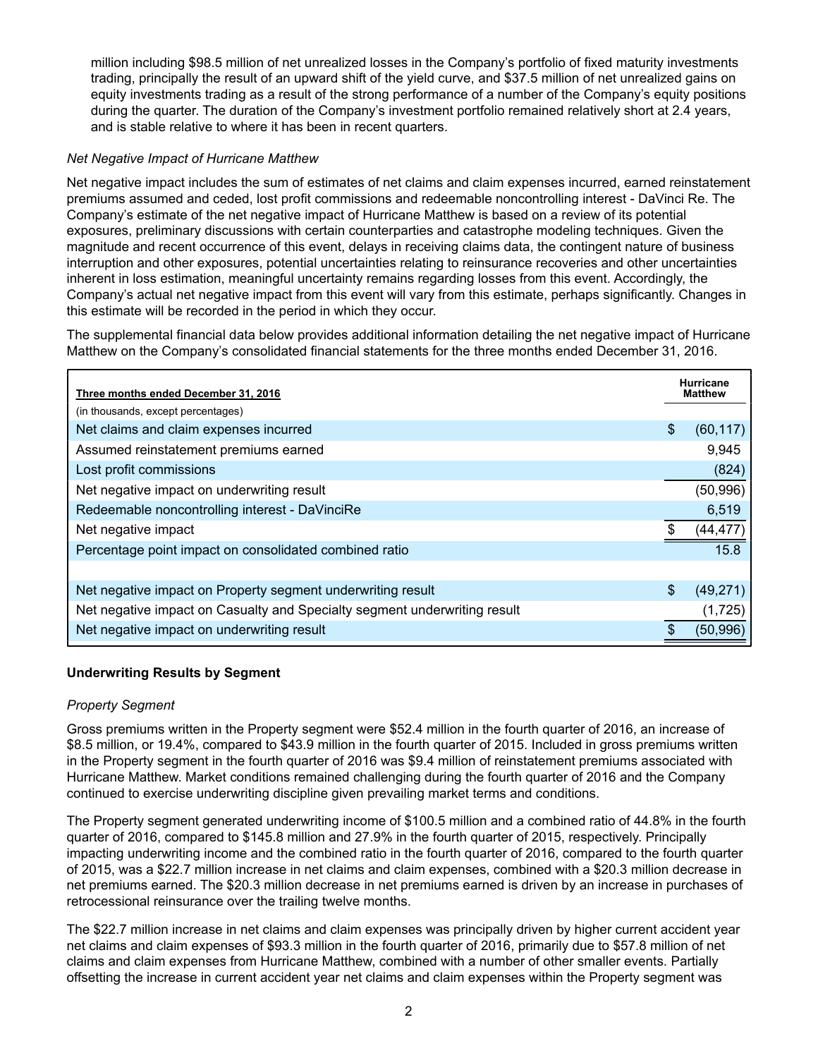million including $98.5 million of net unrealized losses in the Company's portfolio of fixed maturity investments trading, principally the result of an upward shift of the yield curve, and $37.5 million of net unrealized gains on equity investments trading as a result of the strong performance of a number of the Company's equity positions during the quarter. The duration of the Company's investment portfolio remained relatively short at 2.4 years, and is stable relative to where it has been in recent quarters.

*Net Negative Impact of Hurricane Matthew*

Net negative impact includes the sum of estimates of net claims and claim expenses incurred, earned reinstatement premiums assumed and ceded, lost profit commissions and redeemable noncontrolling interest - DaVinci Re. The Company's estimate of the net negative impact of Hurricane Matthew is based on a review of its potential exposures, preliminary discussions with certain counterparties and catastrophe modeling techniques. Given the magnitude and recent occurrence of this event, delays in receiving claims data, the contingent nature of business interruption and other exposures, potential uncertainties relating to reinsurance recoveries and other uncertainties inherent in loss estimation, meaningful uncertainty remains regarding losses from this event. Accordingly, the Company's actual net negative impact from this event will vary from this estimate, perhaps significantly. Changes in this estimate will be recorded in the period in which they occur.

The supplemental financial data below provides additional information detailing the net negative impact of Hurricane Matthew on the Company's consolidated financial statements for the three months ended December 31, 2016.

| Three months ended December 31, 2016 | Hurricane Matthew |
|---|---|
| (in thousands, except percentages) | |
| Net claims and claim expenses incurred | $ (60,117) |
| Assumed reinstatement premiums earned | 9,945 |
| Lost profit commissions | (824) |
| Net negative impact on underwriting result | (50,996) |
| Redeemable noncontrolling interest - DaVinciRe | 6,519 |
| Net negative impact | $ (44,477) |
| Percentage point impact on consolidated combined ratio | 15.8 |
| | |
| Net negative impact on Property segment underwriting result | $ (49,271) |
| Net negative impact on Casualty and Specialty segment underwriting result | (1,725) |
| Net negative impact on underwriting result | $ (50,996) |

## Underwriting Results by Segment

*Property Segment*

Gross premiums written in the Property segment were $52.4 million in the fourth quarter of 2016, an increase of $8.5 million, or 19.4%, compared to $43.9 million in the fourth quarter of 2015. Included in gross premiums written in the Property segment in the fourth quarter of 2016 was $9.4 million of reinstatement premiums associated with Hurricane Matthew. Market conditions remained challenging during the fourth quarter of 2016 and the Company continued to exercise underwriting discipline given prevailing market terms and conditions.

The Property segment generated underwriting income of $100.5 million and a combined ratio of 44.8% in the fourth quarter of 2016, compared to $145.8 million and 27.9% in the fourth quarter of 2015, respectively. Principally impacting underwriting income and the combined ratio in the fourth quarter of 2016, compared to the fourth quarter of 2015, was a $22.7 million increase in net claims and claim expenses, combined with a $20.3 million decrease in net premiums earned. The $20.3 million decrease in net premiums earned is driven by an increase in purchases of retrocessional reinsurance over the trailing twelve months.

The $22.7 million increase in net claims and claim expenses was principally driven by higher current accident year net claims and claim expenses of $93.3 million in the fourth quarter of 2016, primarily due to $57.8 million of net claims and claim expenses from Hurricane Matthew, combined with a number of other smaller events. Partially offsetting the increase in current accident year net claims and claim expenses within the Property segment was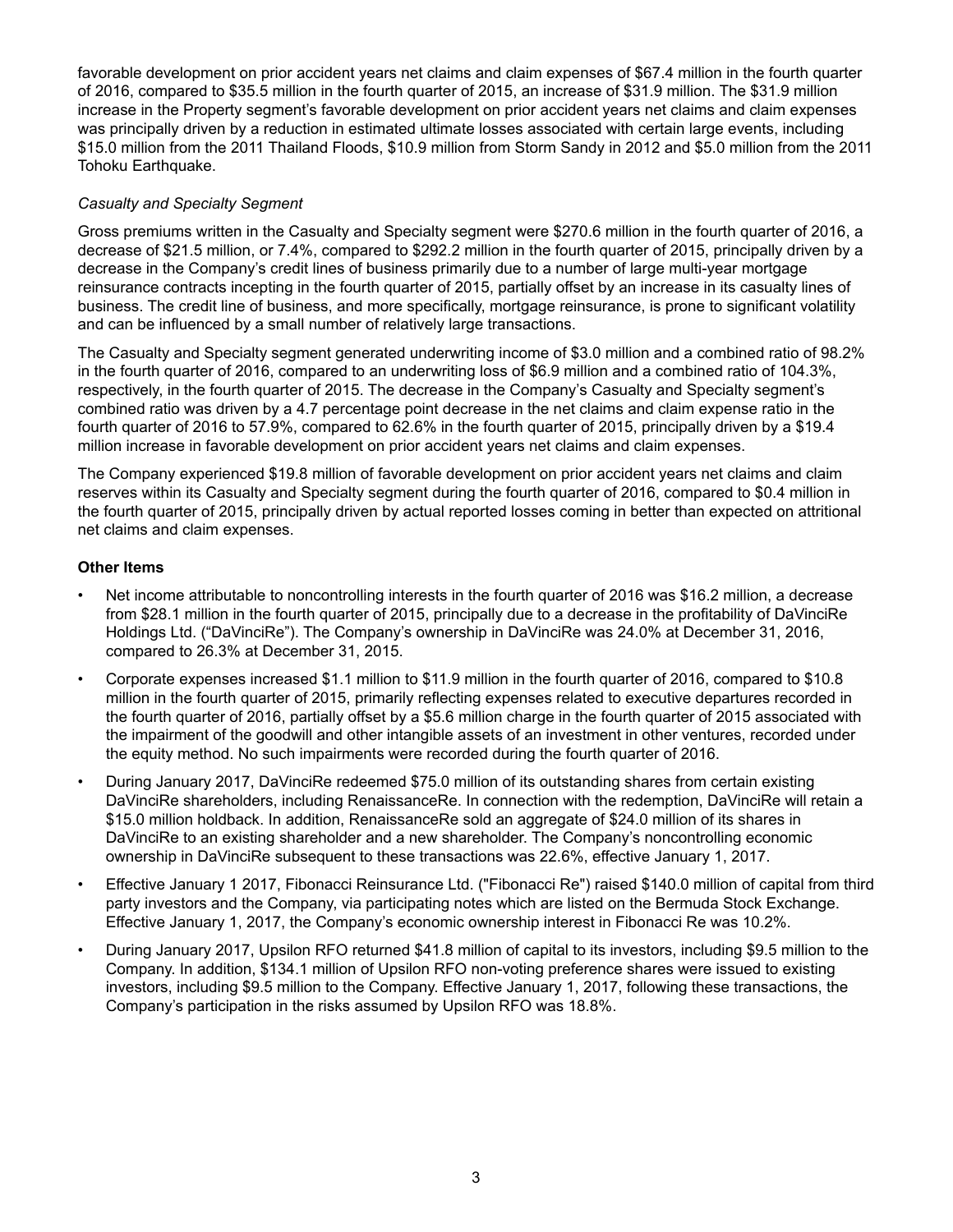favorable development on prior accident years net claims and claim expenses of $67.4 million in the fourth quarter of 2016, compared to $35.5 million in the fourth quarter of 2015, an increase of $31.9 million. The $31.9 million increase in the Property segment's favorable development on prior accident years net claims and claim expenses was principally driven by a reduction in estimated ultimate losses associated with certain large events, including $15.0 million from the 2011 Thailand Floods, $10.9 million from Storm Sandy in 2012 and $5.0 million from the 2011 Tohoku Earthquake.

*Casualty and Specialty Segment*

Gross premiums written in the Casualty and Specialty segment were $270.6 million in the fourth quarter of 2016, a decrease of $21.5 million, or 7.4%, compared to $292.2 million in the fourth quarter of 2015, principally driven by a decrease in the Company's credit lines of business primarily due to a number of large multi-year mortgage reinsurance contracts incepting in the fourth quarter of 2015, partially offset by an increase in its casualty lines of business. The credit line of business, and more specifically, mortgage reinsurance, is prone to significant volatility and can be influenced by a small number of relatively large transactions.

The Casualty and Specialty segment generated underwriting income of $3.0 million and a combined ratio of 98.2% in the fourth quarter of 2016, compared to an underwriting loss of $6.9 million and a combined ratio of 104.3%, respectively, in the fourth quarter of 2015. The decrease in the Company's Casualty and Specialty segment's combined ratio was driven by a 4.7 percentage point decrease in the net claims and claim expense ratio in the fourth quarter of 2016 to 57.9%, compared to 62.6% in the fourth quarter of 2015, principally driven by a $19.4 million increase in favorable development on prior accident years net claims and claim expenses.

The Company experienced $19.8 million of favorable development on prior accident years net claims and claim reserves within its Casualty and Specialty segment during the fourth quarter of 2016, compared to $0.4 million in the fourth quarter of 2015, principally driven by actual reported losses coming in better than expected on attritional net claims and claim expenses.

**Other Items**

- Net income attributable to noncontrolling interests in the fourth quarter of 2016 was $16.2 million, a decrease from $28.1 million in the fourth quarter of 2015, principally due to a decrease in the profitability of DaVinciRe Holdings Ltd. ("DaVinciRe"). The Company's ownership in DaVinciRe was 24.0% at December 31, 2016, compared to 26.3% at December 31, 2015.
- Corporate expenses increased $1.1 million to $11.9 million in the fourth quarter of 2016, compared to $10.8 million in the fourth quarter of 2015, primarily reflecting expenses related to executive departures recorded in the fourth quarter of 2016, partially offset by a $5.6 million charge in the fourth quarter of 2015 associated with the impairment of the goodwill and other intangible assets of an investment in other ventures, recorded under the equity method. No such impairments were recorded during the fourth quarter of 2016.
- During January 2017, DaVinciRe redeemed $75.0 million of its outstanding shares from certain existing DaVinciRe shareholders, including RenaissanceRe. In connection with the redemption, DaVinciRe will retain a $15.0 million holdback. In addition, RenaissanceRe sold an aggregate of $24.0 million of its shares in DaVinciRe to an existing shareholder and a new shareholder. The Company's noncontrolling economic ownership in DaVinciRe subsequent to these transactions was 22.6%, effective January 1, 2017.
- Effective January 1 2017, Fibonacci Reinsurance Ltd. ("Fibonacci Re") raised $140.0 million of capital from third party investors and the Company, via participating notes which are listed on the Bermuda Stock Exchange. Effective January 1, 2017, the Company's economic ownership interest in Fibonacci Re was 10.2%.
- During January 2017, Upsilon RFO returned $41.8 million of capital to its investors, including $9.5 million to the Company. In addition, $134.1 million of Upsilon RFO non-voting preference shares were issued to existing investors, including $9.5 million to the Company. Effective January 1, 2017, following these transactions, the Company's participation in the risks assumed by Upsilon RFO was 18.8%.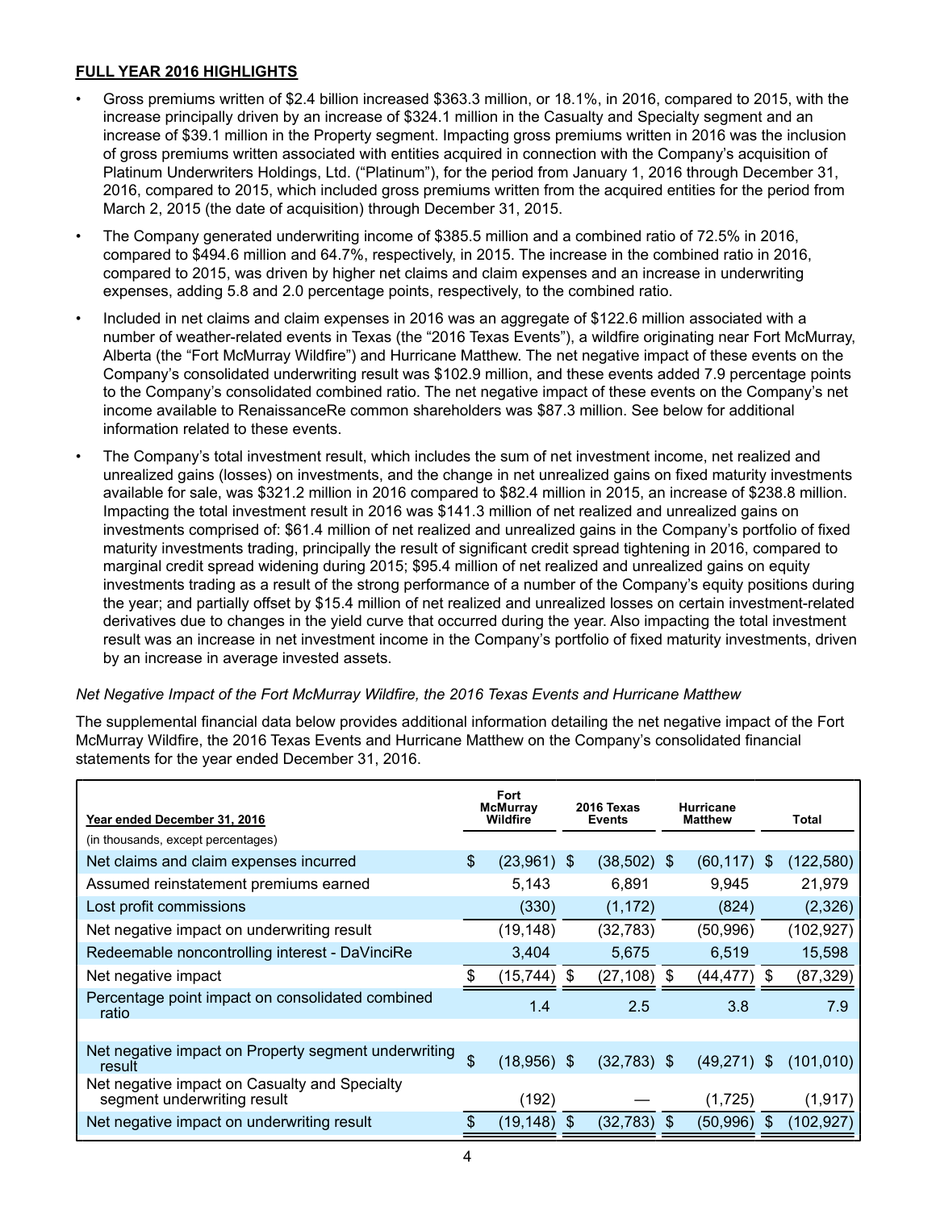**FULL YEAR 2016 HIGHLIGHTS**

- Gross premiums written of $2.4 billion increased $363.3 million, or 18.1%, in 2016, compared to 2015, with the increase principally driven by an increase of $324.1 million in the Casualty and Specialty segment and an increase of $39.1 million in the Property segment. Impacting gross premiums written in 2016 was the inclusion of gross premiums written associated with entities acquired in connection with the Company's acquisition of Platinum Underwriters Holdings, Ltd. ("Platinum"), for the period from January 1, 2016 through December 31, 2016, compared to 2015, which included gross premiums written from the acquired entities for the period from March 2, 2015 (the date of acquisition) through December 31, 2015.
- The Company generated underwriting income of $385.5 million and a combined ratio of 72.5% in 2016, compared to $494.6 million and 64.7%, respectively, in 2015. The increase in the combined ratio in 2016, compared to 2015, was driven by higher net claims and claim expenses and an increase in underwriting expenses, adding 5.8 and 2.0 percentage points, respectively, to the combined ratio.
- Included in net claims and claim expenses in 2016 was an aggregate of $122.6 million associated with a number of weather-related events in Texas (the "2016 Texas Events"), a wildfire originating near Fort McMurray, Alberta (the "Fort McMurray Wildfire") and Hurricane Matthew. The net negative impact of these events on the Company's consolidated underwriting result was $102.9 million, and these events added 7.9 percentage points to the Company's consolidated combined ratio. The net negative impact of these events on the Company's net income available to RenaissanceRe common shareholders was $87.3 million. See below for additional information related to these events.
- The Company's total investment result, which includes the sum of net investment income, net realized and unrealized gains (losses) on investments, and the change in net unrealized gains on fixed maturity investments available for sale, was $321.2 million in 2016 compared to $82.4 million in 2015, an increase of $238.8 million. Impacting the total investment result in 2016 was $141.3 million of net realized and unrealized gains on investments comprised of: $61.4 million of net realized and unrealized gains in the Company's portfolio of fixed maturity investments trading, principally the result of significant credit spread tightening in 2016, compared to marginal credit spread widening during 2015; $95.4 million of net realized and unrealized gains on equity investments trading as a result of the strong performance of a number of the Company's equity positions during the year; and partially offset by $15.4 million of net realized and unrealized losses on certain investment-related derivatives due to changes in the yield curve that occurred during the year. Also impacting the total investment result was an increase in net investment income in the Company's portfolio of fixed maturity investments, driven by an increase in average invested assets.

*Net Negative Impact of the Fort McMurray Wildfire, the 2016 Texas Events and Hurricane Matthew*

The supplemental financial data below provides additional information detailing the net negative impact of the Fort McMurray Wildfire, the 2016 Texas Events and Hurricane Matthew on the Company's consolidated financial statements for the year ended December 31, 2016.

| Year ended December 31, 2016 | Fort McMurray Wildfire | 2016 Texas Events | Hurricane Matthew | Total |
|---|---|---|---|---|
| (in thousands, except percentages) | | | | |
| Net claims and claim expenses incurred | $ (23,961) | $ (38,502) | $ (60,117) | $ (122,580) |
| Assumed reinstatement premiums earned | 5,143 | 6,891 | 9,945 | 21,979 |
| Lost profit commissions | (330) | (1,172) | (824) | (2,326) |
| Net negative impact on underwriting result | (19,148) | (32,783) | (50,996) | (102,927) |
| Redeemable noncontrolling interest - DaVinciRe | 3,404 | 5,675 | 6,519 | 15,598 |
| Net negative impact | $ (15,744) | $ (27,108) | $ (44,477) | $ (87,329) |
| Percentage point impact on consolidated combined ratio | 1.4 | 2.5 | 3.8 | 7.9 |
| | | | | |
| Net negative impact on Property segment underwriting result | $ (18,956) | $ (32,783) | $ (49,271) | $ (101,010) |
| Net negative impact on Casualty and Specialty segment underwriting result | (192) | — | (1,725) | (1,917) |
| Net negative impact on underwriting result | $ (19,148) | $ (32,783) | $ (50,996) | $ (102,927) |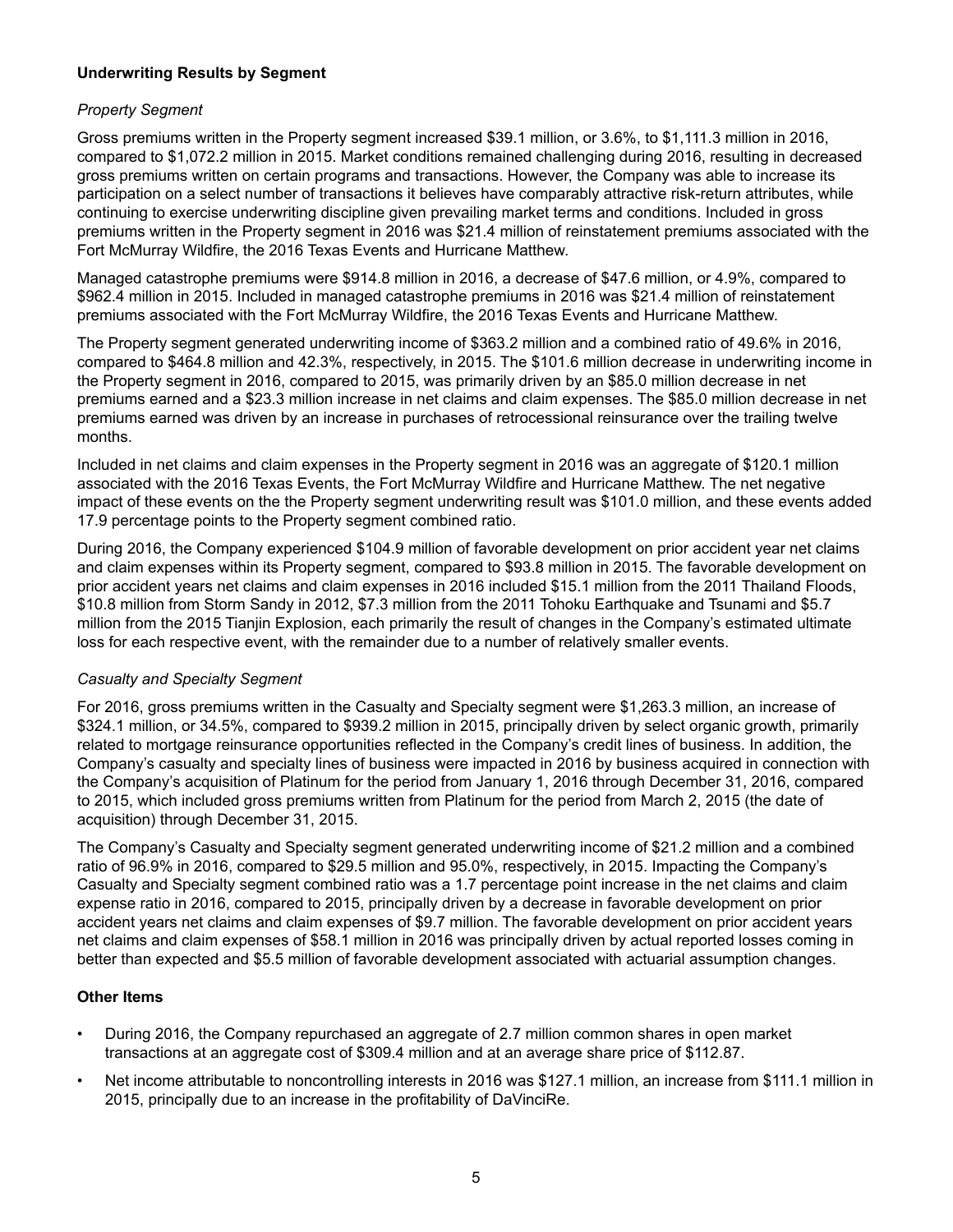**Underwriting Results by Segment**

*Property Segment*

Gross premiums written in the Property segment increased $39.1 million, or 3.6%, to $1,111.3 million in 2016, compared to $1,072.2 million in 2015. Market conditions remained challenging during 2016, resulting in decreased gross premiums written on certain programs and transactions. However, the Company was able to increase its participation on a select number of transactions it believes have comparably attractive risk-return attributes, while continuing to exercise underwriting discipline given prevailing market terms and conditions. Included in gross premiums written in the Property segment in 2016 was $21.4 million of reinstatement premiums associated with the Fort McMurray Wildfire, the 2016 Texas Events and Hurricane Matthew.

Managed catastrophe premiums were $914.8 million in 2016, a decrease of $47.6 million, or 4.9%, compared to $962.4 million in 2015. Included in managed catastrophe premiums in 2016 was $21.4 million of reinstatement premiums associated with the Fort McMurray Wildfire, the 2016 Texas Events and Hurricane Matthew.

The Property segment generated underwriting income of $363.2 million and a combined ratio of 49.6% in 2016, compared to $464.8 million and 42.3%, respectively, in 2015. The $101.6 million decrease in underwriting income in the Property segment in 2016, compared to 2015, was primarily driven by an $85.0 million decrease in net premiums earned and a $23.3 million increase in net claims and claim expenses. The $85.0 million decrease in net premiums earned was driven by an increase in purchases of retrocessional reinsurance over the trailing twelve months.

Included in net claims and claim expenses in the Property segment in 2016 was an aggregate of $120.1 million associated with the 2016 Texas Events, the Fort McMurray Wildfire and Hurricane Matthew. The net negative impact of these events on the the Property segment underwriting result was $101.0 million, and these events added 17.9 percentage points to the Property segment combined ratio.

During 2016, the Company experienced $104.9 million of favorable development on prior accident year net claims and claim expenses within its Property segment, compared to $93.8 million in 2015. The favorable development on prior accident years net claims and claim expenses in 2016 included $15.1 million from the 2011 Thailand Floods, $10.8 million from Storm Sandy in 2012, $7.3 million from the 2011 Tohoku Earthquake and Tsunami and $5.7 million from the 2015 Tianjin Explosion, each primarily the result of changes in the Company's estimated ultimate loss for each respective event, with the remainder due to a number of relatively smaller events.

*Casualty and Specialty Segment*

For 2016, gross premiums written in the Casualty and Specialty segment were $1,263.3 million, an increase of $324.1 million, or 34.5%, compared to $939.2 million in 2015, principally driven by select organic growth, primarily related to mortgage reinsurance opportunities reflected in the Company's credit lines of business. In addition, the Company's casualty and specialty lines of business were impacted in 2016 by business acquired in connection with the Company's acquisition of Platinum for the period from January 1, 2016 through December 31, 2016, compared to 2015, which included gross premiums written from Platinum for the period from March 2, 2015 (the date of acquisition) through December 31, 2015.

The Company's Casualty and Specialty segment generated underwriting income of $21.2 million and a combined ratio of 96.9% in 2016, compared to $29.5 million and 95.0%, respectively, in 2015. Impacting the Company's Casualty and Specialty segment combined ratio was a 1.7 percentage point increase in the net claims and claim expense ratio in 2016, compared to 2015, principally driven by a decrease in favorable development on prior accident years net claims and claim expenses of $9.7 million. The favorable development on prior accident years net claims and claim expenses of $58.1 million in 2016 was principally driven by actual reported losses coming in better than expected and $5.5 million of favorable development associated with actuarial assumption changes.

**Other Items**

- During 2016, the Company repurchased an aggregate of 2.7 million common shares in open market transactions at an aggregate cost of $309.4 million and at an average share price of $112.87.
- Net income attributable to noncontrolling interests in 2016 was $127.1 million, an increase from $111.1 million in 2015, principally due to an increase in the profitability of DaVinciRe.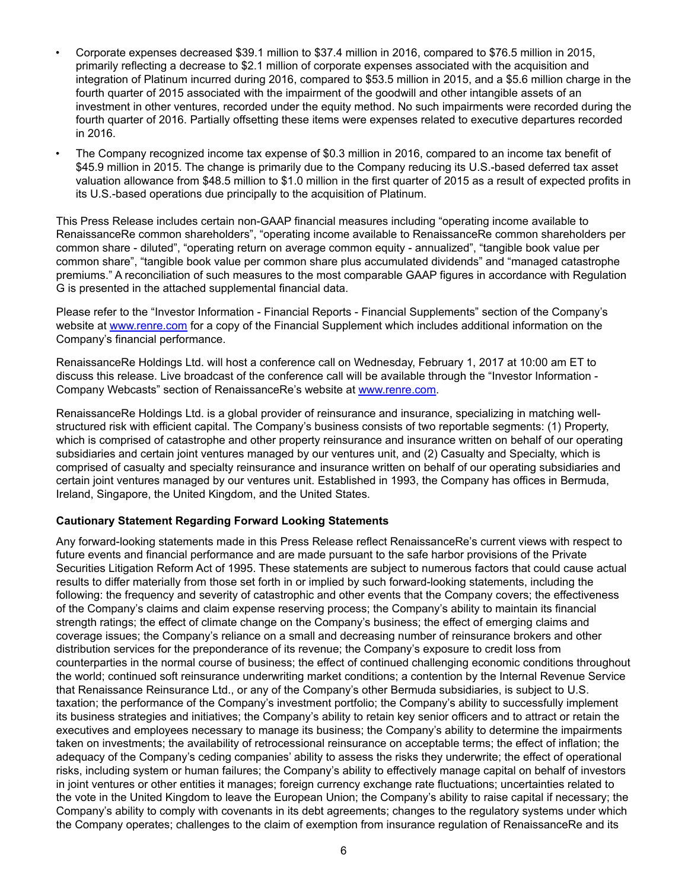- Corporate expenses decreased $39.1 million to $37.4 million in 2016, compared to $76.5 million in 2015, primarily reflecting a decrease to $2.1 million of corporate expenses associated with the acquisition and integration of Platinum incurred during 2016, compared to $53.5 million in 2015, and a $5.6 million charge in the fourth quarter of 2015 associated with the impairment of the goodwill and other intangible assets of an investment in other ventures, recorded under the equity method. No such impairments were recorded during the fourth quarter of 2016. Partially offsetting these items were expenses related to executive departures recorded in 2016.
- The Company recognized income tax expense of $0.3 million in 2016, compared to an income tax benefit of $45.9 million in 2015. The change is primarily due to the Company reducing its U.S.-based deferred tax asset valuation allowance from $48.5 million to $1.0 million in the first quarter of 2015 as a result of expected profits in its U.S.-based operations due principally to the acquisition of Platinum.

This Press Release includes certain non-GAAP financial measures including "operating income available to RenaissanceRe common shareholders", "operating income available to RenaissanceRe common shareholders per common share - diluted", "operating return on average common equity - annualized", "tangible book value per common share", "tangible book value per common share plus accumulated dividends" and "managed catastrophe premiums." A reconciliation of such measures to the most comparable GAAP figures in accordance with Regulation G is presented in the attached supplemental financial data.

Please refer to the "Investor Information - Financial Reports - Financial Supplements" section of the Company's website at www.renre.com for a copy of the Financial Supplement which includes additional information on the Company's financial performance.

RenaissanceRe Holdings Ltd. will host a conference call on Wednesday, February 1, 2017 at 10:00 am ET to discuss this release. Live broadcast of the conference call will be available through the "Investor Information - Company Webcasts" section of RenaissanceRe's website at www.renre.com.

RenaissanceRe Holdings Ltd. is a global provider of reinsurance and insurance, specializing in matching well-structured risk with efficient capital. The Company's business consists of two reportable segments: (1) Property, which is comprised of catastrophe and other property reinsurance and insurance written on behalf of our operating subsidiaries and certain joint ventures managed by our ventures unit, and (2) Casualty and Specialty, which is comprised of casualty and specialty reinsurance and insurance written on behalf of our operating subsidiaries and certain joint ventures managed by our ventures unit. Established in 1993, the Company has offices in Bermuda, Ireland, Singapore, the United Kingdom, and the United States.

**Cautionary Statement Regarding Forward Looking Statements**

Any forward-looking statements made in this Press Release reflect RenaissanceRe's current views with respect to future events and financial performance and are made pursuant to the safe harbor provisions of the Private Securities Litigation Reform Act of 1995. These statements are subject to numerous factors that could cause actual results to differ materially from those set forth in or implied by such forward-looking statements, including the following: the frequency and severity of catastrophic and other events that the Company covers; the effectiveness of the Company's claims and claim expense reserving process; the Company's ability to maintain its financial strength ratings; the effect of climate change on the Company's business; the effect of emerging claims and coverage issues; the Company's reliance on a small and decreasing number of reinsurance brokers and other distribution services for the preponderance of its revenue; the Company's exposure to credit loss from counterparties in the normal course of business; the effect of continued challenging economic conditions throughout the world; continued soft reinsurance underwriting market conditions; a contention by the Internal Revenue Service that Renaissance Reinsurance Ltd., or any of the Company's other Bermuda subsidiaries, is subject to U.S. taxation; the performance of the Company's investment portfolio; the Company's ability to successfully implement its business strategies and initiatives; the Company's ability to retain key senior officers and to attract or retain the executives and employees necessary to manage its business; the Company's ability to determine the impairments taken on investments; the availability of retrocessional reinsurance on acceptable terms; the effect of inflation; the adequacy of the Company's ceding companies' ability to assess the risks they underwrite; the effect of operational risks, including system or human failures; the Company's ability to effectively manage capital on behalf of investors in joint ventures or other entities it manages; foreign currency exchange rate fluctuations; uncertainties related to the vote in the United Kingdom to leave the European Union; the Company's ability to raise capital if necessary; the Company's ability to comply with covenants in its debt agreements; changes to the regulatory systems under which the Company operates; challenges to the claim of exemption from insurance regulation of RenaissanceRe and its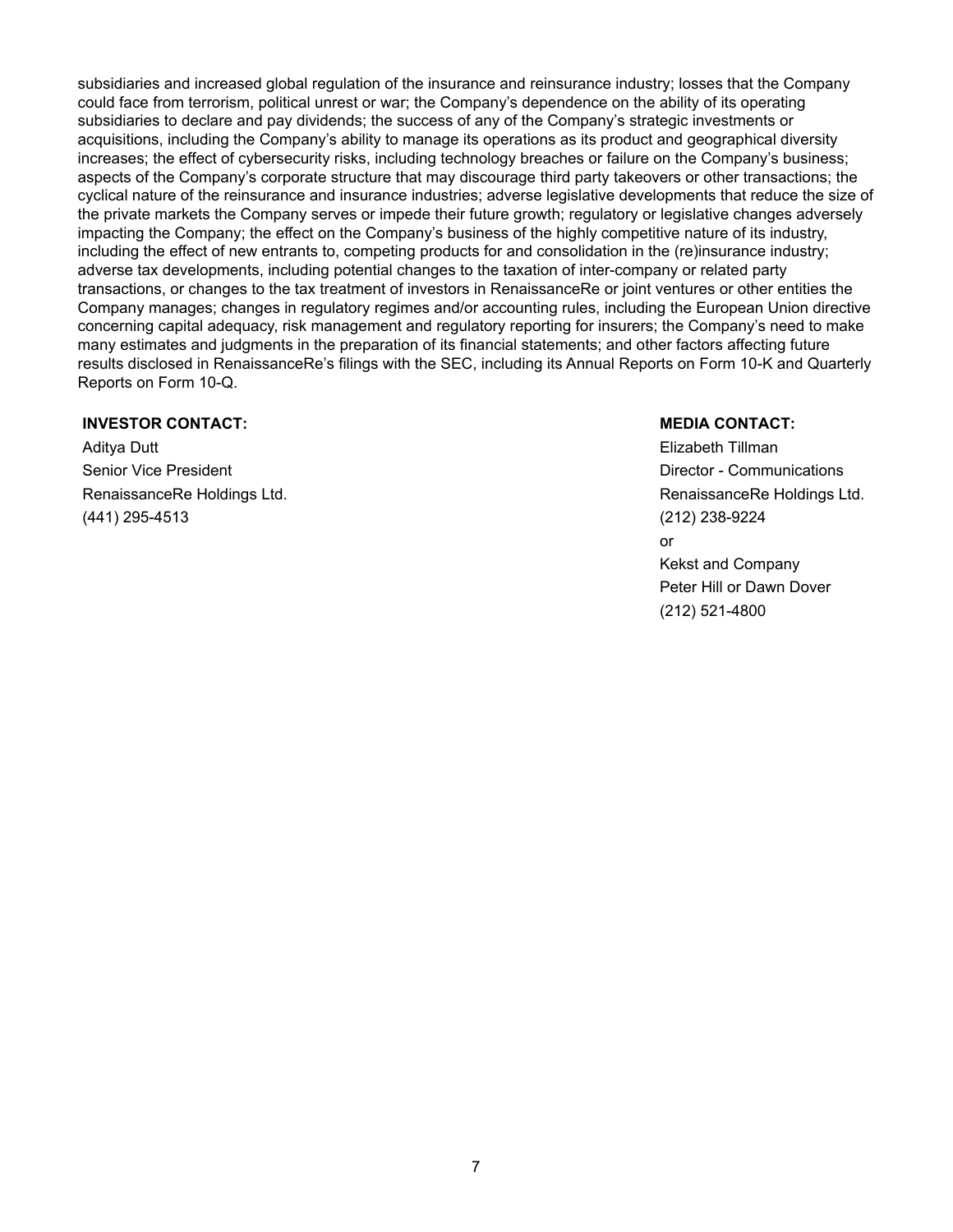subsidiaries and increased global regulation of the insurance and reinsurance industry; losses that the Company could face from terrorism, political unrest or war; the Company's dependence on the ability of its operating subsidiaries to declare and pay dividends; the success of any of the Company's strategic investments or acquisitions, including the Company's ability to manage its operations as its product and geographical diversity increases; the effect of cybersecurity risks, including technology breaches or failure on the Company's business; aspects of the Company's corporate structure that may discourage third party takeovers or other transactions; the cyclical nature of the reinsurance and insurance industries; adverse legislative developments that reduce the size of the private markets the Company serves or impede their future growth; regulatory or legislative changes adversely impacting the Company; the effect on the Company's business of the highly competitive nature of its industry, including the effect of new entrants to, competing products for and consolidation in the (re)insurance industry; adverse tax developments, including potential changes to the taxation of inter-company or related party transactions, or changes to the tax treatment of investors in RenaissanceRe or joint ventures or other entities the Company manages; changes in regulatory regimes and/or accounting rules, including the European Union directive concerning capital adequacy, risk management and regulatory reporting for insurers; the Company's need to make many estimates and judgments in the preparation of its financial statements; and other factors affecting future results disclosed in RenaissanceRe's filings with the SEC, including its Annual Reports on Form 10-K and Quarterly Reports on Form 10-Q.

**INVESTOR CONTACT:**

Aditya Dutt
Senior Vice President
RenaissanceRe Holdings Ltd.
(441) 295-4513

**MEDIA CONTACT:**

Elizabeth Tillman
Director - Communications
RenaissanceRe Holdings Ltd.
(212) 238-9224
or
Kekst and Company
Peter Hill or Dawn Dover
(212) 521-4800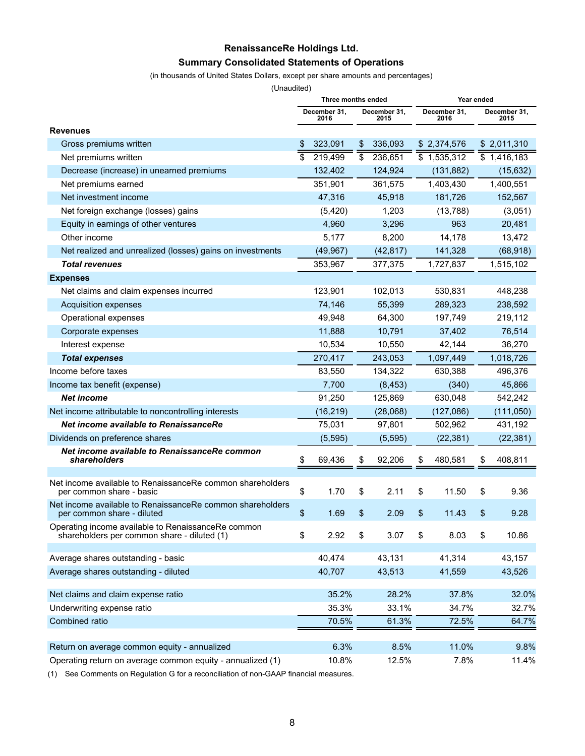# RenaissanceRe Holdings Ltd.

## Summary Consolidated Statements of Operations

(in thousands of United States Dollars, except per share amounts and percentages)

(Unaudited)

| | Three months ended | | Year ended | |
|---|---|---|---|---|
| | December 31, 2016 | December 31, 2015 | December 31, 2016 | December 31, 2015 |
| **Revenues** | | | | |
| Gross premiums written | $ 323,091 | $ 336,093 | $ 2,374,576 | $ 2,011,310 |
| Net premiums written | $ 219,499 | $ 236,651 | $ 1,535,312 | $ 1,416,183 |
| Decrease (increase) in unearned premiums | 132,402 | 124,924 | (131,882) | (15,632) |
| Net premiums earned | 351,901 | 361,575 | 1,403,430 | 1,400,551 |
| Net investment income | 47,316 | 45,918 | 181,726 | 152,567 |
| Net foreign exchange (losses) gains | (5,420) | 1,203 | (13,788) | (3,051) |
| Equity in earnings of other ventures | 4,960 | 3,296 | 963 | 20,481 |
| Other income | 5,177 | 8,200 | 14,178 | 13,472 |
| Net realized and unrealized (losses) gains on investments | (49,967) | (42,817) | 141,328 | (68,918) |
| ***Total revenues*** | 353,967 | 377,375 | 1,727,837 | 1,515,102 |
| **Expenses** | | | | |
| Net claims and claim expenses incurred | 123,901 | 102,013 | 530,831 | 448,238 |
| Acquisition expenses | 74,146 | 55,399 | 289,323 | 238,592 |
| Operational expenses | 49,948 | 64,300 | 197,749 | 219,112 |
| Corporate expenses | 11,888 | 10,791 | 37,402 | 76,514 |
| Interest expense | 10,534 | 10,550 | 42,144 | 36,270 |
| ***Total expenses*** | 270,417 | 243,053 | 1,097,449 | 1,018,726 |
| Income before taxes | 83,550 | 134,322 | 630,388 | 496,376 |
| Income tax benefit (expense) | 7,700 | (8,453) | (340) | 45,866 |
| ***Net income*** | 91,250 | 125,869 | 630,048 | 542,242 |
| Net income attributable to noncontrolling interests | (16,219) | (28,068) | (127,086) | (111,050) |
| ***Net income available to RenaissanceRe*** | 75,031 | 97,801 | 502,962 | 431,192 |
| Dividends on preference shares | (5,595) | (5,595) | (22,381) | (22,381) |
| ***Net income available to RenaissanceRe common shareholders*** | $ 69,436 | $ 92,206 | $ 480,581 | $ 408,811 |
| | | | | |
| Net income available to RenaissanceRe common shareholders per common share - basic | $ 1.70 | $ 2.11 | $ 11.50 | $ 9.36 |
| Net income available to RenaissanceRe common shareholders per common share - diluted | $ 1.69 | $ 2.09 | $ 11.43 | $ 9.28 |
| Operating income available to RenaissanceRe common shareholders per common share - diluted (1) | $ 2.92 | $ 3.07 | $ 8.03 | $ 10.86 |
| | | | | |
| Average shares outstanding - basic | 40,474 | 43,131 | 41,314 | 43,157 |
| Average shares outstanding - diluted | 40,707 | 43,513 | 41,559 | 43,526 |
| | | | | |
| Net claims and claim expense ratio | 35.2% | 28.2% | 37.8% | 32.0% |
| Underwriting expense ratio | 35.3% | 33.1% | 34.7% | 32.7% |
| Combined ratio | 70.5% | 61.3% | 72.5% | 64.7% |
| | | | | |
| Return on average common equity - annualized | 6.3% | 8.5% | 11.0% | 9.8% |
| Operating return on average common equity - annualized (1) | 10.8% | 12.5% | 7.8% | 11.4% |

(1) See Comments on Regulation G for a reconciliation of non-GAAP financial measures.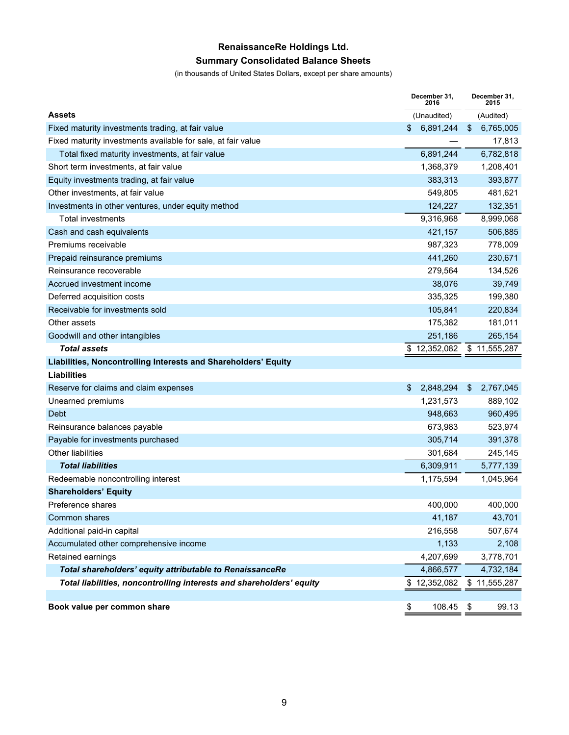# RenaissanceRe Holdings Ltd.

## Summary Consolidated Balance Sheets

(in thousands of United States Dollars, except per share amounts)

| | December 31, 2016 | December 31, 2015 |
|---|---|---|
| **Assets** | (Unaudited) | (Audited) |
| Fixed maturity investments trading, at fair value | $ 6,891,244 | $ 6,765,005 |
| Fixed maturity investments available for sale, at fair value | — | 17,813 |
| Total fixed maturity investments, at fair value | 6,891,244 | 6,782,818 |
| Short term investments, at fair value | 1,368,379 | 1,208,401 |
| Equity investments trading, at fair value | 383,313 | 393,877 |
| Other investments, at fair value | 549,805 | 481,621 |
| Investments in other ventures, under equity method | 124,227 | 132,351 |
| Total investments | 9,316,968 | 8,999,068 |
| Cash and cash equivalents | 421,157 | 506,885 |
| Premiums receivable | 987,323 | 778,009 |
| Prepaid reinsurance premiums | 441,260 | 230,671 |
| Reinsurance recoverable | 279,564 | 134,526 |
| Accrued investment income | 38,076 | 39,749 |
| Deferred acquisition costs | 335,325 | 199,380 |
| Receivable for investments sold | 105,841 | 220,834 |
| Other assets | 175,382 | 181,011 |
| Goodwill and other intangibles | 251,186 | 265,154 |
| ***Total assets*** | $ 12,352,082 | $ 11,555,287 |
| **Liabilities, Noncontrolling Interests and Shareholders' Equity** | | |
| **Liabilities** | | |
| Reserve for claims and claim expenses | $ 2,848,294 | $ 2,767,045 |
| Unearned premiums | 1,231,573 | 889,102 |
| Debt | 948,663 | 960,495 |
| Reinsurance balances payable | 673,983 | 523,974 |
| Payable for investments purchased | 305,714 | 391,378 |
| Other liabilities | 301,684 | 245,145 |
| ***Total liabilities*** | 6,309,911 | 5,777,139 |
| Redeemable noncontrolling interest | 1,175,594 | 1,045,964 |
| **Shareholders' Equity** | | |
| Preference shares | 400,000 | 400,000 |
| Common shares | 41,187 | 43,701 |
| Additional paid-in capital | 216,558 | 507,674 |
| Accumulated other comprehensive income | 1,133 | 2,108 |
| Retained earnings | 4,207,699 | 3,778,701 |
| ***Total shareholders' equity attributable to RenaissanceRe*** | 4,866,577 | 4,732,184 |
| ***Total liabilities, noncontrolling interests and shareholders' equity*** | $ 12,352,082 | $ 11,555,287 |
| | | |
| **Book value per common share** | $ 108.45 | $ 99.13 |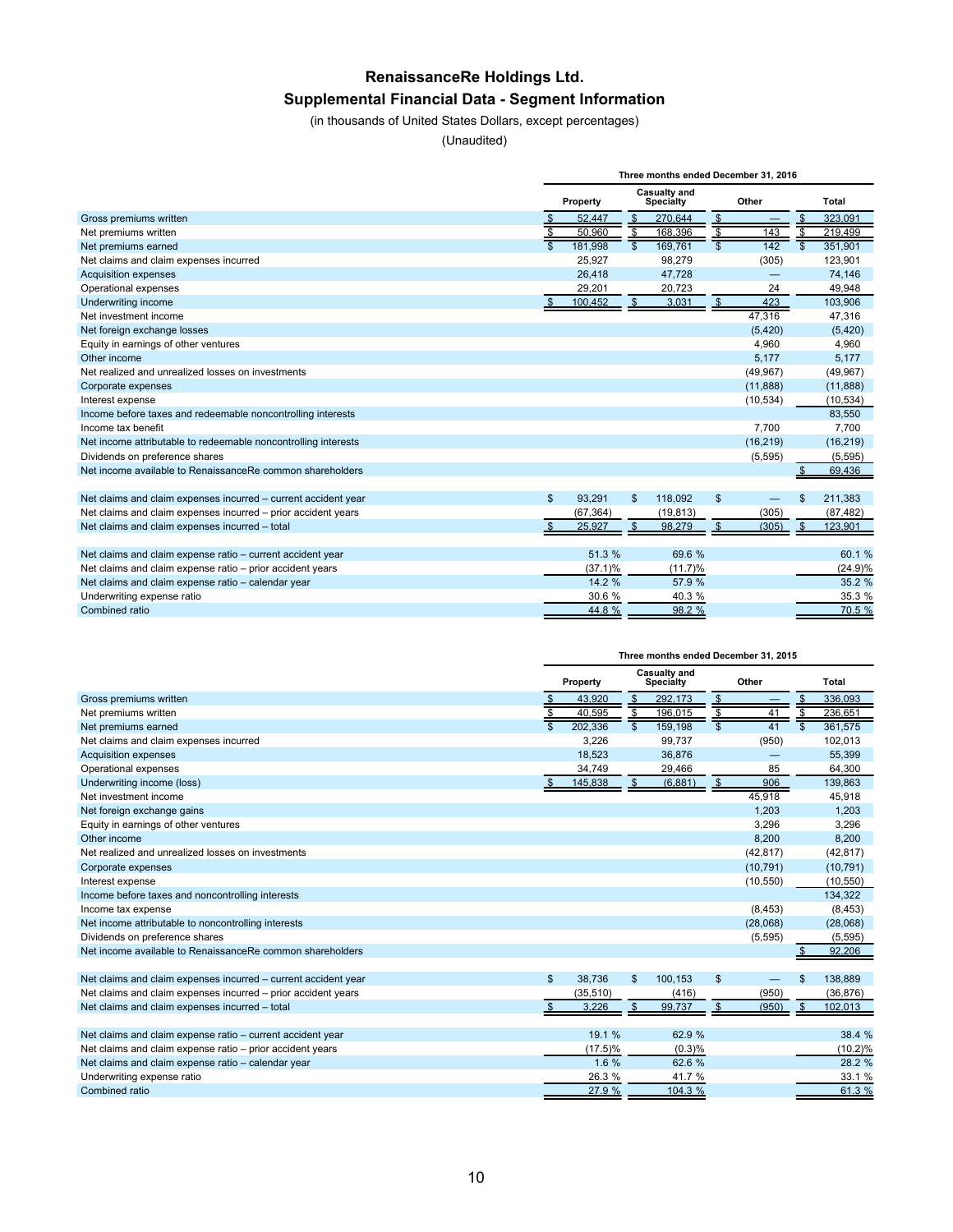# RenaissanceRe Holdings Ltd.

## Supplemental Financial Data - Segment Information

(in thousands of United States Dollars, except percentages)

(Unaudited)

| | Three months ended December 31, 2016 | | | |
|---|---|---|---|---|
| | Property | Casualty and Specialty | Other | Total |
| Gross premiums written | $ 52,447 | $ 270,644 | $ — | $ 323,091 |
| Net premiums written | $ 50,960 | $ 168,396 | $ 143 | $ 219,499 |
| Net premiums earned | $ 181,998 | $ 169,761 | $ 142 | $ 351,901 |
| Net claims and claim expenses incurred | 25,927 | 98,279 | (305) | 123,901 |
| Acquisition expenses | 26,418 | 47,728 | — | 74,146 |
| Operational expenses | 29,201 | 20,723 | 24 | 49,948 |
| Underwriting income | $ 100,452 | $ 3,031 | $ 423 | 103,906 |
| Net investment income | | | 47,316 | 47,316 |
| Net foreign exchange losses | | | (5,420) | (5,420) |
| Equity in earnings of other ventures | | | 4,960 | 4,960 |
| Other income | | | 5,177 | 5,177 |
| Net realized and unrealized losses on investments | | | (49,967) | (49,967) |
| Corporate expenses | | | (11,888) | (11,888) |
| Interest expense | | | (10,534) | (10,534) |
| Income before taxes and redeemable noncontrolling interests | | | | 83,550 |
| Income tax benefit | | | 7,700 | 7,700 |
| Net income attributable to redeemable noncontrolling interests | | | (16,219) | (16,219) |
| Dividends on preference shares | | | (5,595) | (5,595) |
| Net income available to RenaissanceRe common shareholders | | | | $ 69,436 |
| | | | | |
| Net claims and claim expenses incurred – current accident year | $ 93,291 | $ 118,092 | $ — | $ 211,383 |
| Net claims and claim expenses incurred – prior accident years | (67,364) | (19,813) | (305) | (87,482) |
| Net claims and claim expenses incurred – total | $ 25,927 | $ 98,279 | $ (305) | $ 123,901 |
| | | | | |
| Net claims and claim expense ratio – current accident year | 51.3 % | 69.6 % | | 60.1 % |
| Net claims and claim expense ratio – prior accident years | (37.1)% | (11.7)% | | (24.9)% |
| Net claims and claim expense ratio – calendar year | 14.2 % | 57.9 % | | 35.2 % |
| Underwriting expense ratio | 30.6 % | 40.3 % | | 35.3 % |
| Combined ratio | 44.8 % | 98.2 % | | 70.5 % |

| | Three months ended December 31, 2015 | | | |
|---|---|---|---|---|
| | Property | Casualty and Specialty | Other | Total |
| Gross premiums written | $ 43,920 | $ 292,173 | $ — | $ 336,093 |
| Net premiums written | $ 40,595 | $ 196,015 | $ 41 | $ 236,651 |
| Net premiums earned | $ 202,336 | $ 159,198 | $ 41 | $ 361,575 |
| Net claims and claim expenses incurred | 3,226 | 99,737 | (950) | 102,013 |
| Acquisition expenses | 18,523 | 36,876 | — | 55,399 |
| Operational expenses | 34,749 | 29,466 | 85 | 64,300 |
| Underwriting income (loss) | $ 145,838 | $ (6,881) | $ 906 | 139,863 |
| Net investment income | | | 45,918 | 45,918 |
| Net foreign exchange gains | | | 1,203 | 1,203 |
| Equity in earnings of other ventures | | | 3,296 | 3,296 |
| Other income | | | 8,200 | 8,200 |
| Net realized and unrealized losses on investments | | | (42,817) | (42,817) |
| Corporate expenses | | | (10,791) | (10,791) |
| Interest expense | | | (10,550) | (10,550) |
| Income before taxes and noncontrolling interests | | | | 134,322 |
| Income tax expense | | | (8,453) | (8,453) |
| Net income attributable to noncontrolling interests | | | (28,068) | (28,068) |
| Dividends on preference shares | | | (5,595) | (5,595) |
| Net income available to RenaissanceRe common shareholders | | | | $ 92,206 |
| | | | | |
| Net claims and claim expenses incurred – current accident year | $ 38,736 | $ 100,153 | $ — | $ 138,889 |
| Net claims and claim expenses incurred – prior accident years | (35,510) | (416) | (950) | (36,876) |
| Net claims and claim expenses incurred – total | $ 3,226 | $ 99,737 | $ (950) | $ 102,013 |
| | | | | |
| Net claims and claim expense ratio – current accident year | 19.1 % | 62.9 % | | 38.4 % |
| Net claims and claim expense ratio – prior accident years | (17.5)% | (0.3)% | | (10.2)% |
| Net claims and claim expense ratio – calendar year | 1.6 % | 62.6 % | | 28.2 % |
| Underwriting expense ratio | 26.3 % | 41.7 % | | 33.1 % |
| Combined ratio | 27.9 % | 104.3 % | | 61.3 % |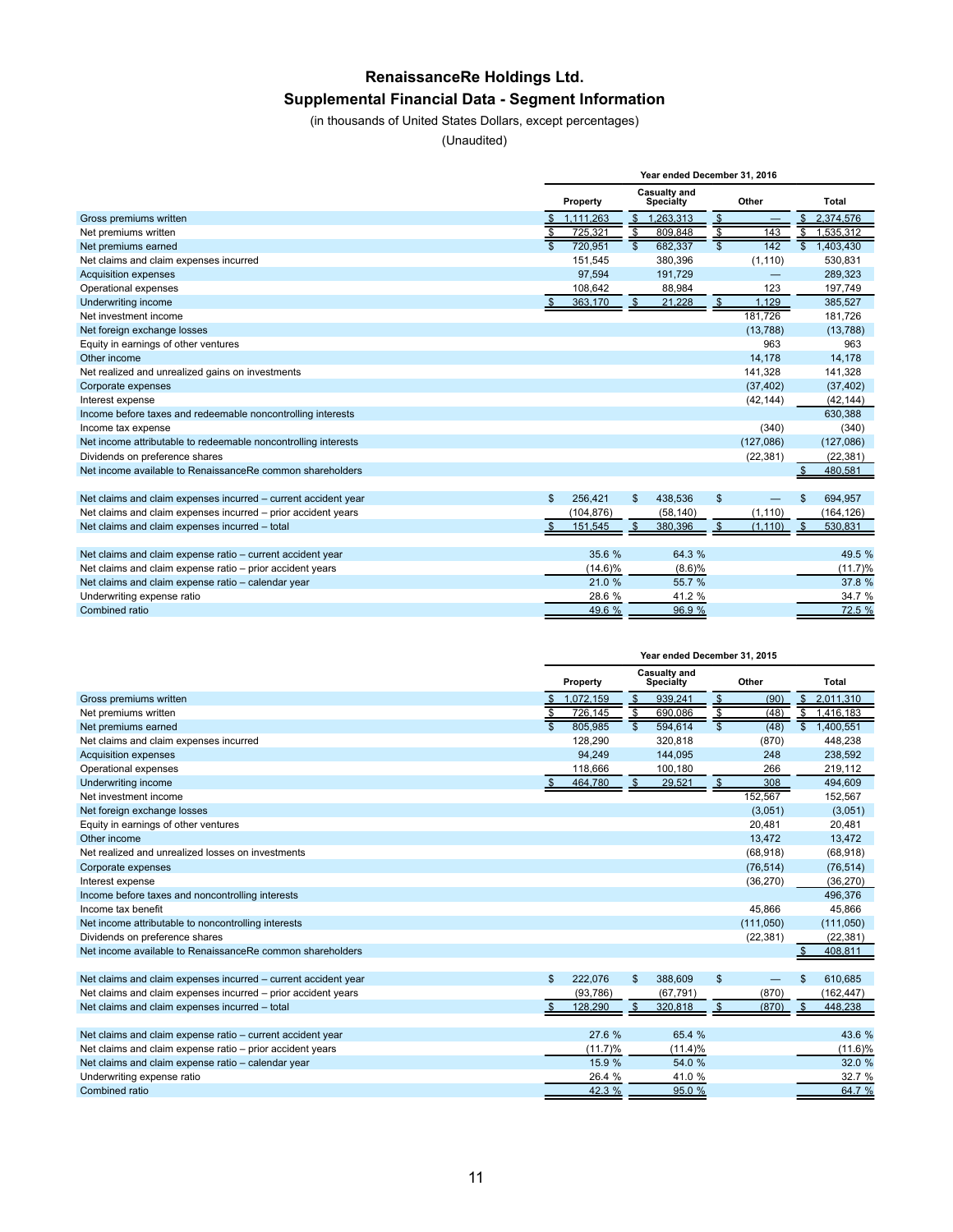# RenaissanceRe Holdings Ltd.

## Supplemental Financial Data - Segment Information

(in thousands of United States Dollars, except percentages)

(Unaudited)

| | Year ended December 31, 2016 | | | |
|---|---|---|---|---|
| | Property | Casualty and Specialty | Other | Total |
| Gross premiums written | $ 1,111,263 | $ 1,263,313 | $ — | $ 2,374,576 |
| Net premiums written | $ 725,321 | $ 809,848 | $ 143 | $ 1,535,312 |
| Net premiums earned | $ 720,951 | $ 682,337 | $ 142 | $ 1,403,430 |
| Net claims and claim expenses incurred | 151,545 | 380,396 | (1,110) | 530,831 |
| Acquisition expenses | 97,594 | 191,729 | — | 289,323 |
| Operational expenses | 108,642 | 88,984 | 123 | 197,749 |
| Underwriting income | $ 363,170 | $ 21,228 | $ 1,129 | 385,527 |
| Net investment income | | | 181,726 | 181,726 |
| Net foreign exchange losses | | | (13,788) | (13,788) |
| Equity in earnings of other ventures | | | 963 | 963 |
| Other income | | | 14,178 | 14,178 |
| Net realized and unrealized gains on investments | | | 141,328 | 141,328 |
| Corporate expenses | | | (37,402) | (37,402) |
| Interest expense | | | (42,144) | (42,144) |
| Income before taxes and redeemable noncontrolling interests | | | | 630,388 |
| Income tax expense | | | (340) | (340) |
| Net income attributable to redeemable noncontrolling interests | | | (127,086) | (127,086) |
| Dividends on preference shares | | | (22,381) | (22,381) |
| Net income available to RenaissanceRe common shareholders | | | | $ 480,581 |
| | | | | |
| Net claims and claim expenses incurred – current accident year | $ 256,421 | $ 438,536 | $ — | $ 694,957 |
| Net claims and claim expenses incurred – prior accident years | (104,876) | (58,140) | (1,110) | (164,126) |
| Net claims and claim expenses incurred – total | $ 151,545 | $ 380,396 | $ (1,110) | $ 530,831 |
| | | | | |
| Net claims and claim expense ratio – current accident year | 35.6 % | 64.3 % | | 49.5 % |
| Net claims and claim expense ratio – prior accident years | (14.6)% | (8.6)% | | (11.7)% |
| Net claims and claim expense ratio – calendar year | 21.0 % | 55.7 % | | 37.8 % |
| Underwriting expense ratio | 28.6 % | 41.2 % | | 34.7 % |
| Combined ratio | 49.6 % | 96.9 % | | 72.5 % |

| | Year ended December 31, 2015 | | | |
|---|---|---|---|---|
| | Property | Casualty and Specialty | Other | Total |
| Gross premiums written | $ 1,072,159 | $ 939,241 | $ (90) | $ 2,011,310 |
| Net premiums written | $ 726,145 | $ 690,086 | $ (48) | $ 1,416,183 |
| Net premiums earned | $ 805,985 | $ 594,614 | $ (48) | $ 1,400,551 |
| Net claims and claim expenses incurred | 128,290 | 320,818 | (870) | 448,238 |
| Acquisition expenses | 94,249 | 144,095 | 248 | 238,592 |
| Operational expenses | 118,666 | 100,180 | 266 | 219,112 |
| Underwriting income | $ 464,780 | $ 29,521 | $ 308 | 494,609 |
| Net investment income | | | 152,567 | 152,567 |
| Net foreign exchange losses | | | (3,051) | (3,051) |
| Equity in earnings of other ventures | | | 20,481 | 20,481 |
| Other income | | | 13,472 | 13,472 |
| Net realized and unrealized losses on investments | | | (68,918) | (68,918) |
| Corporate expenses | | | (76,514) | (76,514) |
| Interest expense | | | (36,270) | (36,270) |
| Income before taxes and noncontrolling interests | | | | 496,376 |
| Income tax benefit | | | 45,866 | 45,866 |
| Net income attributable to noncontrolling interests | | | (111,050) | (111,050) |
| Dividends on preference shares | | | (22,381) | (22,381) |
| Net income available to RenaissanceRe common shareholders | | | | $ 408,811 |
| | | | | |
| Net claims and claim expenses incurred – current accident year | $ 222,076 | $ 388,609 | $ — | $ 610,685 |
| Net claims and claim expenses incurred – prior accident years | (93,786) | (67,791) | (870) | (162,447) |
| Net claims and claim expenses incurred – total | $ 128,290 | $ 320,818 | $ (870) | $ 448,238 |
| | | | | |
| Net claims and claim expense ratio – current accident year | 27.6 % | 65.4 % | | 43.6 % |
| Net claims and claim expense ratio – prior accident years | (11.7)% | (11.4)% | | (11.6)% |
| Net claims and claim expense ratio – calendar year | 15.9 % | 54.0 % | | 32.0 % |
| Underwriting expense ratio | 26.4 % | 41.0 % | | 32.7 % |
| Combined ratio | 42.3 % | 95.0 % | | 64.7 % |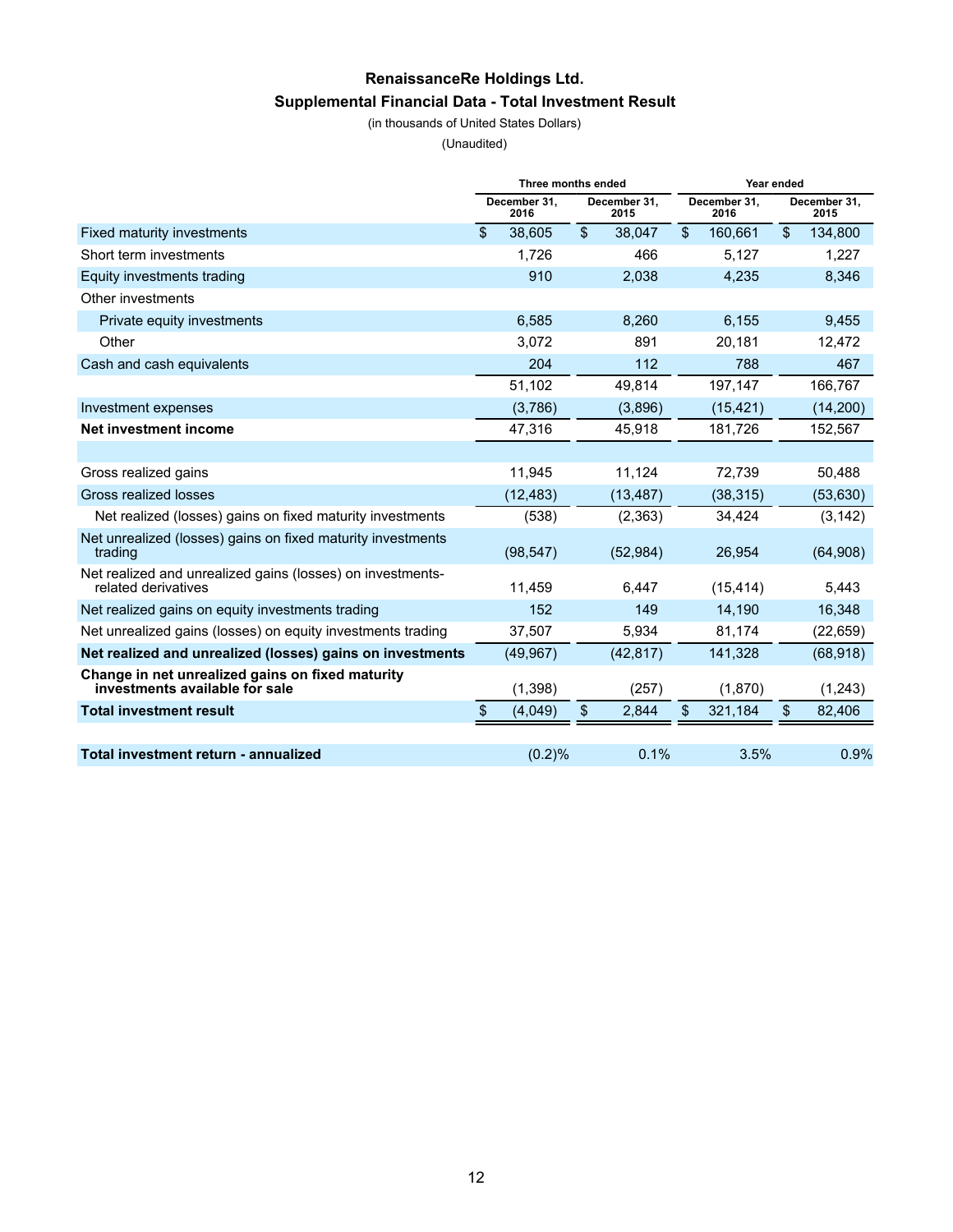# RenaissanceRe Holdings Ltd.

## Supplemental Financial Data - Total Investment Result

(in thousands of United States Dollars)

(Unaudited)

| | Three months ended | | Year ended | |
|---|---|---|---|---|
| | December 31, 2016 | December 31, 2015 | December 31, 2016 | December 31, 2015 |
| Fixed maturity investments | $ 38,605 | $ 38,047 | $ 160,661 | $ 134,800 |
| Short term investments | 1,726 | 466 | 5,127 | 1,227 |
| Equity investments trading | 910 | 2,038 | 4,235 | 8,346 |
| Other investments | | | | |
| Private equity investments | 6,585 | 8,260 | 6,155 | 9,455 |
| Other | 3,072 | 891 | 20,181 | 12,472 |
| Cash and cash equivalents | 204 | 112 | 788 | 467 |
| | 51,102 | 49,814 | 197,147 | 166,767 |
| Investment expenses | (3,786) | (3,896) | (15,421) | (14,200) |
| **Net investment income** | 47,316 | 45,918 | 181,726 | 152,567 |
| | | | | |
| Gross realized gains | 11,945 | 11,124 | 72,739 | 50,488 |
| Gross realized losses | (12,483) | (13,487) | (38,315) | (53,630) |
| Net realized (losses) gains on fixed maturity investments | (538) | (2,363) | 34,424 | (3,142) |
| Net unrealized (losses) gains on fixed maturity investments trading | (98,547) | (52,984) | 26,954 | (64,908) |
| Net realized and unrealized gains (losses) on investments-related derivatives | 11,459 | 6,447 | (15,414) | 5,443 |
| Net realized gains on equity investments trading | 152 | 149 | 14,190 | 16,348 |
| Net unrealized gains (losses) on equity investments trading | 37,507 | 5,934 | 81,174 | (22,659) |
| **Net realized and unrealized (losses) gains on investments** | (49,967) | (42,817) | 141,328 | (68,918) |
| **Change in net unrealized gains on fixed maturity investments available for sale** | (1,398) | (257) | (1,870) | (1,243) |
| **Total investment result** | $ (4,049) | $ 2,844 | $ 321,184 | $ 82,406 |
| | | | | |
| **Total investment return - annualized** | (0.2)% | 0.1% | 3.5% | 0.9% |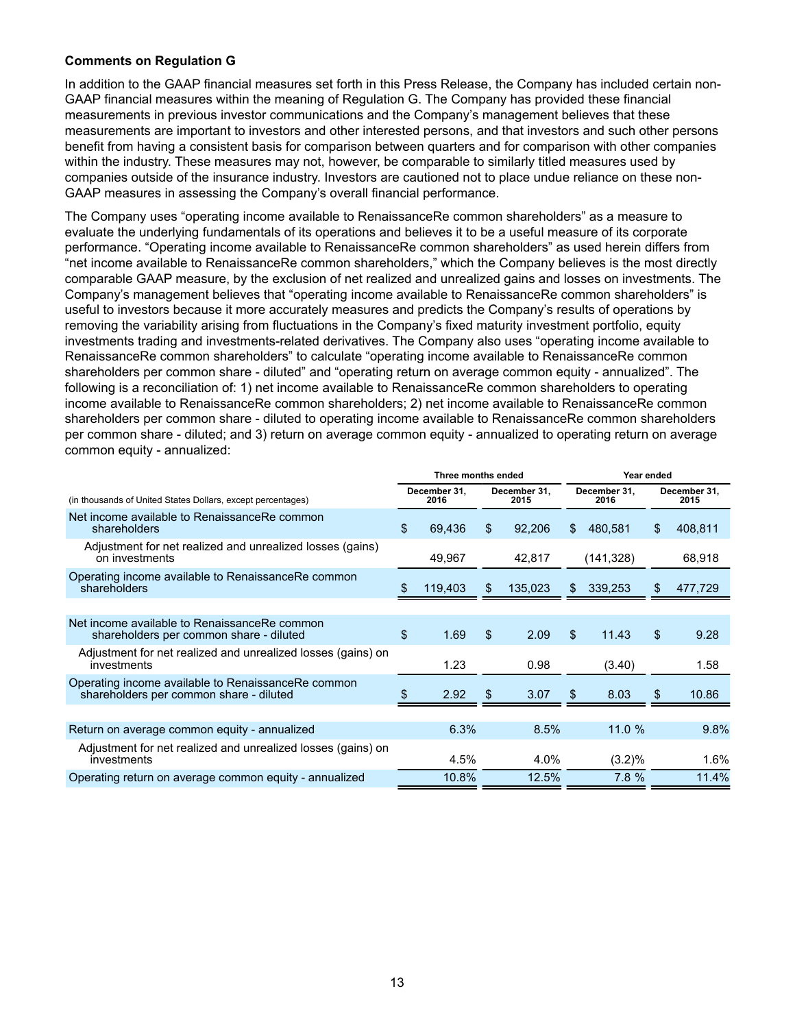**Comments on Regulation G**

In addition to the GAAP financial measures set forth in this Press Release, the Company has included certain non-GAAP financial measures within the meaning of Regulation G. The Company has provided these financial measurements in previous investor communications and the Company's management believes that these measurements are important to investors and other interested persons, and that investors and such other persons benefit from having a consistent basis for comparison between quarters and for comparison with other companies within the industry. These measures may not, however, be comparable to similarly titled measures used by companies outside of the insurance industry. Investors are cautioned not to place undue reliance on these non-GAAP measures in assessing the Company's overall financial performance.

The Company uses "operating income available to RenaissanceRe common shareholders" as a measure to evaluate the underlying fundamentals of its operations and believes it to be a useful measure of its corporate performance. "Operating income available to RenaissanceRe common shareholders" as used herein differs from "net income available to RenaissanceRe common shareholders," which the Company believes is the most directly comparable GAAP measure, by the exclusion of net realized and unrealized gains and losses on investments. The Company's management believes that "operating income available to RenaissanceRe common shareholders" is useful to investors because it more accurately measures and predicts the Company's results of operations by removing the variability arising from fluctuations in the Company's fixed maturity investment portfolio, equity investments trading and investments-related derivatives. The Company also uses "operating income available to RenaissanceRe common shareholders" to calculate "operating income available to RenaissanceRe common shareholders per common share - diluted" and "operating return on average common equity - annualized". The following is a reconciliation of: 1) net income available to RenaissanceRe common shareholders to operating income available to RenaissanceRe common shareholders; 2) net income available to RenaissanceRe common shareholders per common share - diluted to operating income available to RenaissanceRe common shareholders per common share - diluted; and 3) return on average common equity - annualized to operating return on average common equity - annualized:

| | Three months ended | | Year ended | |
|---|---|---|---|---|
| (in thousands of United States Dollars, except percentages) | December 31, 2016 | December 31, 2015 | December 31, 2016 | December 31, 2015 |
| Net income available to RenaissanceRe common shareholders | $ 69,436 | $ 92,206 | $ 480,581 | $ 408,811 |
| Adjustment for net realized and unrealized losses (gains) on investments | 49,967 | 42,817 | (141,328) | 68,918 |
| Operating income available to RenaissanceRe common shareholders | $ 119,403 | $ 135,023 | $ 339,253 | $ 477,729 |
| | | | | |
| Net income available to RenaissanceRe common shareholders per common share - diluted | $ 1.69 | $ 2.09 | $ 11.43 | $ 9.28 |
| Adjustment for net realized and unrealized losses (gains) on investments | 1.23 | 0.98 | (3.40) | 1.58 |
| Operating income available to RenaissanceRe common shareholders per common share - diluted | $ 2.92 | $ 3.07 | $ 8.03 | $ 10.86 |
| | | | | |
| Return on average common equity - annualized | 6.3% | 8.5% | 11.0 % | 9.8% |
| Adjustment for net realized and unrealized losses (gains) on investments | 4.5% | 4.0% | (3.2)% | 1.6% |
| Operating return on average common equity - annualized | 10.8% | 12.5% | 7.8 % | 11.4% |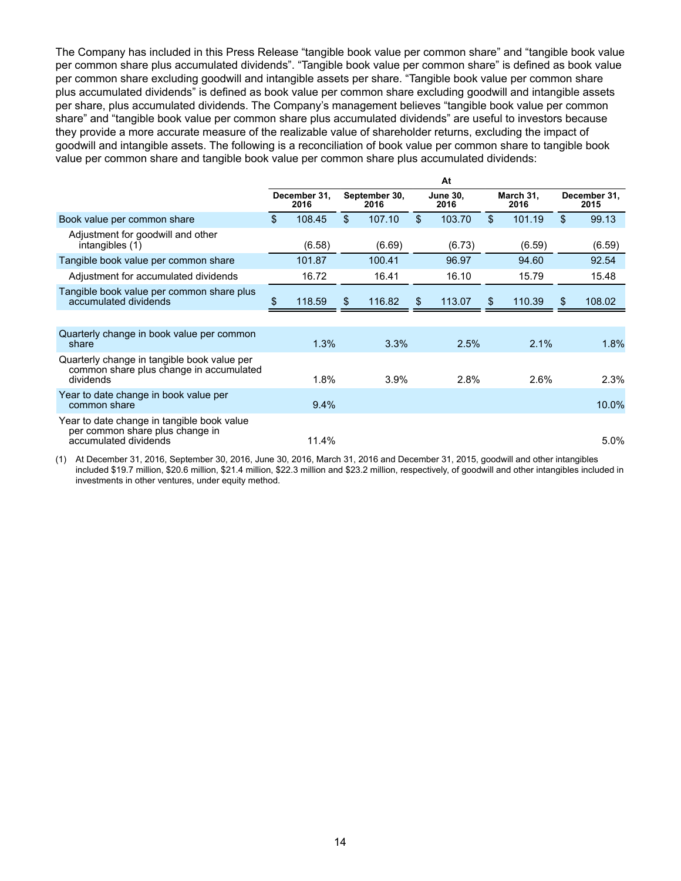The Company has included in this Press Release “tangible book value per common share” and “tangible book value per common share plus accumulated dividends”. “Tangible book value per common share” is defined as book value per common share excluding goodwill and intangible assets per share. “Tangible book value per common share plus accumulated dividends” is defined as book value per common share excluding goodwill and intangible assets per share, plus accumulated dividends. The Company’s management believes “tangible book value per common share” and “tangible book value per common share plus accumulated dividends” are useful to investors because they provide a more accurate measure of the realizable value of shareholder returns, excluding the impact of goodwill and intangible assets. The following is a reconciliation of book value per common share to tangible book value per common share and tangible book value per common share plus accumulated dividends:

| | At | | | | |
|---|---|---|---|---|---|
| | December 31, 2016 | September 30, 2016 | June 30, 2016 | March 31, 2016 | December 31, 2015 |
| Book value per common share | $ 108.45 | $ 107.10 | $ 103.70 | $ 101.19 | $ 99.13 |
| Adjustment for goodwill and other intangibles (1) | (6.58) | (6.69) | (6.73) | (6.59) | (6.59) |
| Tangible book value per common share | 101.87 | 100.41 | 96.97 | 94.60 | 92.54 |
| Adjustment for accumulated dividends | 16.72 | 16.41 | 16.10 | 15.79 | 15.48 |
| Tangible book value per common share plus accumulated dividends | $ 118.59 | $ 116.82 | $ 113.07 | $ 110.39 | $ 108.02 |
| | | | | | |
| Quarterly change in book value per common share | 1.3% | 3.3% | 2.5% | 2.1% | 1.8% |
| Quarterly change in tangible book value per common share plus change in accumulated dividends | 1.8% | 3.9% | 2.8% | 2.6% | 2.3% |
| Year to date change in book value per common share | 9.4% | | | | 10.0% |
| Year to date change in tangible book value per common share plus change in accumulated dividends | 11.4% | | | | 5.0% |

(1) At December 31, 2016, September 30, 2016, June 30, 2016, March 31, 2016 and December 31, 2015, goodwill and other intangibles included $19.7 million, $20.6 million, $21.4 million, $22.3 million and $23.2 million, respectively, of goodwill and other intangibles included in investments in other ventures, under equity method.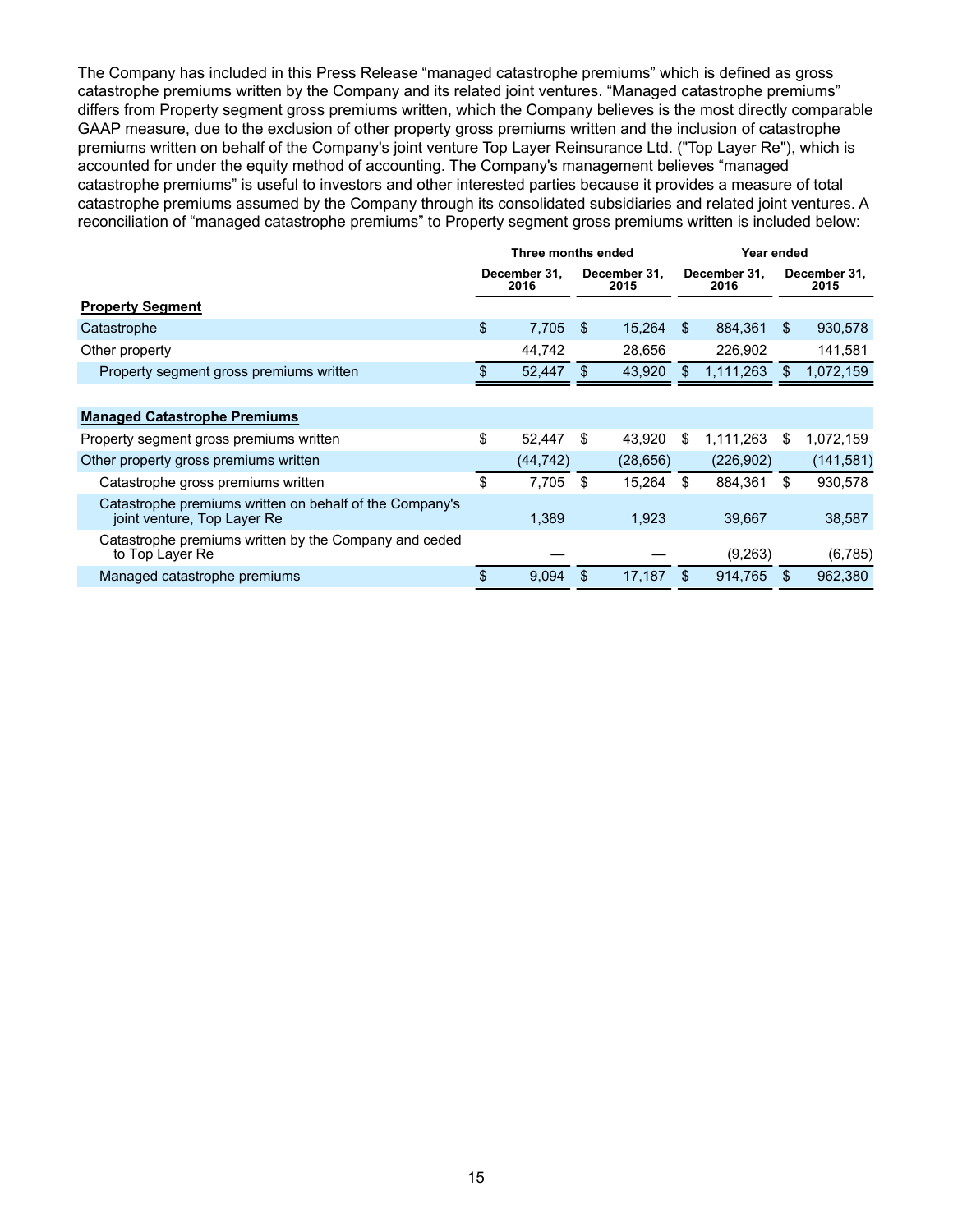The Company has included in this Press Release “managed catastrophe premiums” which is defined as gross catastrophe premiums written by the Company and its related joint ventures. “Managed catastrophe premiums” differs from Property segment gross premiums written, which the Company believes is the most directly comparable GAAP measure, due to the exclusion of other property gross premiums written and the inclusion of catastrophe premiums written on behalf of the Company's joint venture Top Layer Reinsurance Ltd. ("Top Layer Re"), which is accounted for under the equity method of accounting. The Company's management believes “managed catastrophe premiums” is useful to investors and other interested parties because it provides a measure of total catastrophe premiums assumed by the Company through its consolidated subsidiaries and related joint ventures. A reconciliation of “managed catastrophe premiums” to Property segment gross premiums written is included below:

| | Three months ended | | Year ended | |
|---|---|---|---|---|
| | December 31, 2016 | December 31, 2015 | December 31, 2016 | December 31, 2015 |
| **Property Segment** | | | | |
| Catastrophe | $ 7,705 | $ 15,264 | $ 884,361 | $ 930,578 |
| Other property | 44,742 | 28,656 | 226,902 | 141,581 |
| Property segment gross premiums written | $ 52,447 | $ 43,920 | $ 1,111,263 | $ 1,072,159 |
| | | | | |
| **Managed Catastrophe Premiums** | | | | |
| Property segment gross premiums written | $ 52,447 | $ 43,920 | $ 1,111,263 | $ 1,072,159 |
| Other property gross premiums written | (44,742) | (28,656) | (226,902) | (141,581) |
| Catastrophe gross premiums written | $ 7,705 | $ 15,264 | $ 884,361 | $ 930,578 |
| Catastrophe premiums written on behalf of the Company's joint venture, Top Layer Re | 1,389 | 1,923 | 39,667 | 38,587 |
| Catastrophe premiums written by the Company and ceded to Top Layer Re | — | — | (9,263) | (6,785) |
| Managed catastrophe premiums | $ 9,094 | $ 17,187 | $ 914,765 | $ 962,380 |